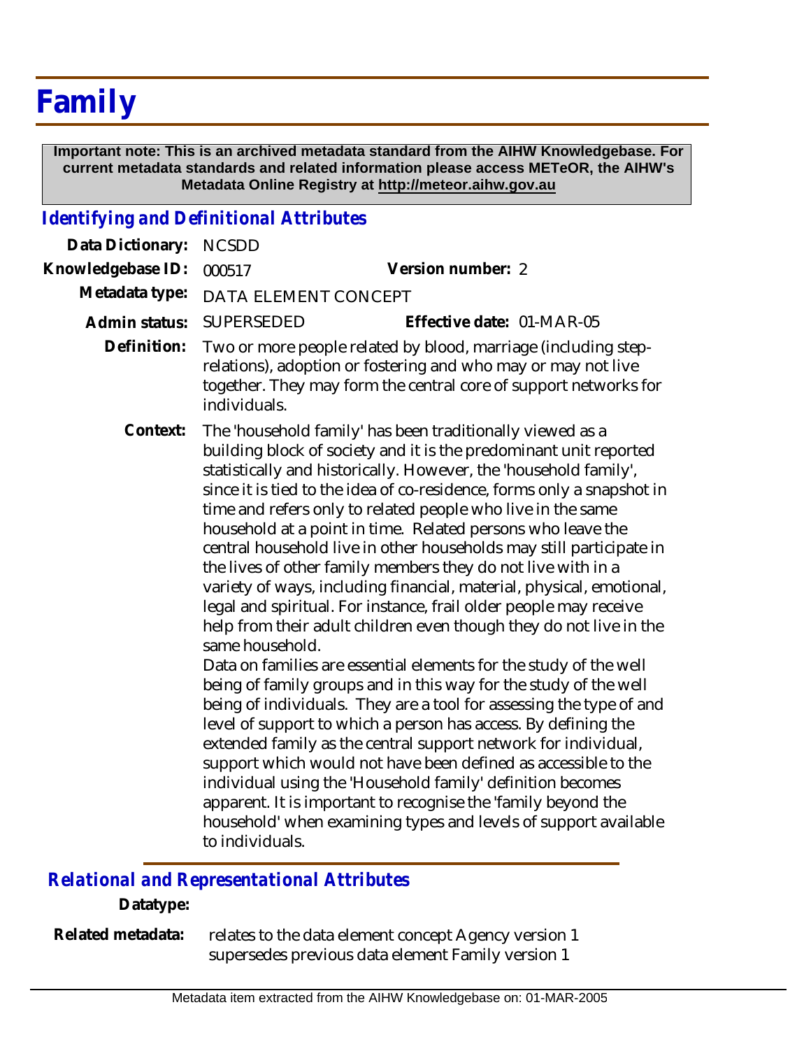# Family

**Important note: This is an archived metadata standard from the AIHW Knowledgebase. For current metadata standards and related information please access METeOR, the AIHW's Metadata Online Registry at http://meteor.aihw.gov.au**

## *Identifying and Definitional Attributes*

**Data Dictionary:** NCSDD

**Knowledgebase ID:** 000517 **Version number:** 2

**Metadata type:** DATA ELEMENT CONCEPT

**Admin status:** SUPERSEDED **Effective date:** 01-MAR-05

**Definition:** Two or more people related by blood, marriage (including step-relations), adoption or fostering and who may or may not live together. They may form the central core of support networks for individuals.

**Context:** The 'household family' has been traditionally viewed as a building block of society and it is the predominant unit reported statistically and historically. However, the 'household family', since it is tied to the idea of co-residence, forms only a snapshot in time and refers only to related people who live in the same household at a point in time. Related persons who leave the central household live in other households may still participate in the lives of other family members they do not live with in a variety of ways, including financial, material, physical, emotional, legal and spiritual. For instance, frail older people may receive help from their adult children even though they do not live in the same household.

Data on families are essential elements for the study of the well being of family groups and in this way for the study of the well being of individuals. They are a tool for assessing the type of and level of support to which a person has access. By defining the extended family as the central support network for individual, support which would not have been defined as accessible to the individual using the 'Household family' definition becomes apparent. It is important to recognise the 'family beyond the household' when examining types and levels of support available to individuals.

## *Relational and Representational Attributes*

**Datatype:**

**Related metadata:** relates to the data element concept Agency version 1
supersedes previous data element Family version 1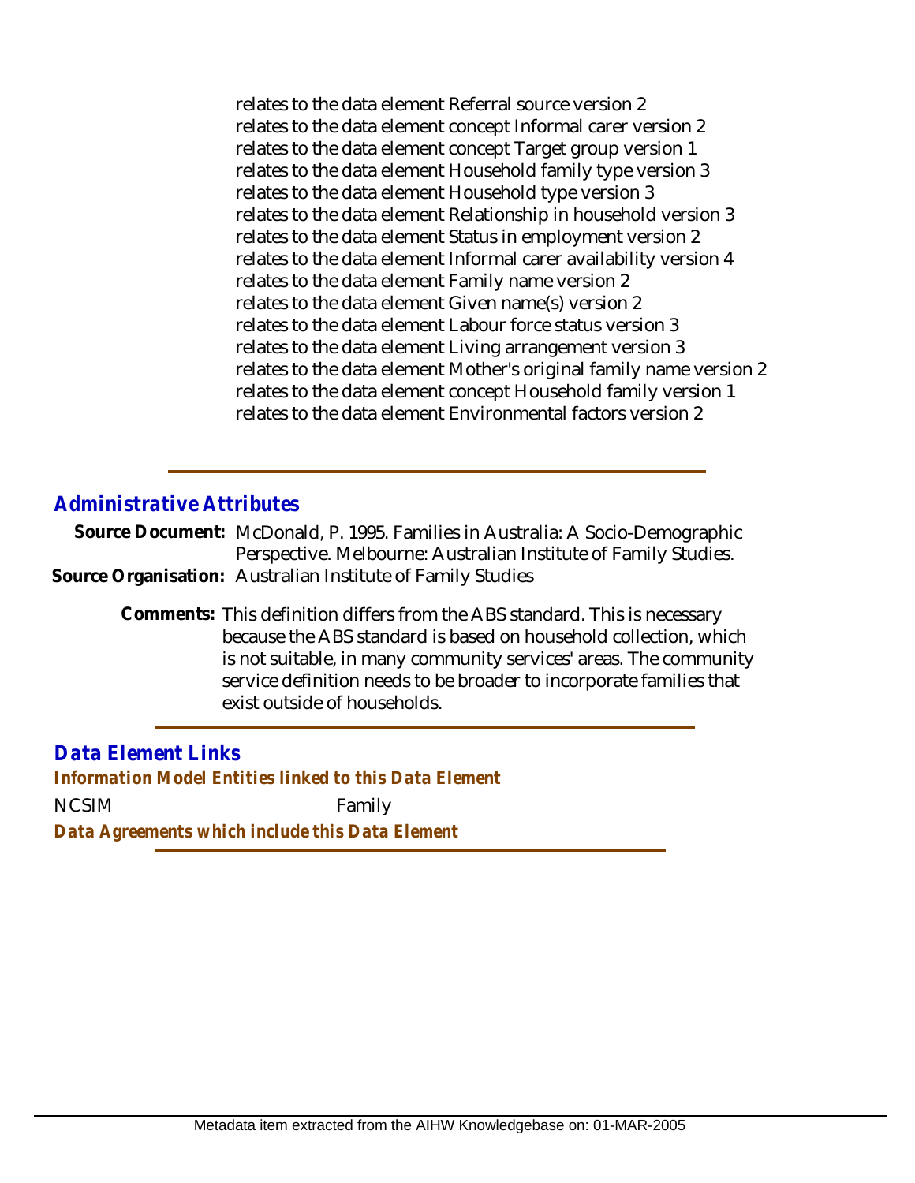relates to the data element Referral source version 2
relates to the data element concept Informal carer version 2
relates to the data element concept Target group version 1
relates to the data element Household family type version 3
relates to the data element Household type version 3
relates to the data element Relationship in household version 3
relates to the data element Status in employment version 2
relates to the data element Informal carer availability version 4
relates to the data element Family name version 2
relates to the data element Given name(s) version 2
relates to the data element Labour force status version 3
relates to the data element Living arrangement version 3
relates to the data element Mother's original family name version 2
relates to the data element concept Household family version 1
relates to the data element Environmental factors version 2

## Administrative Attributes

**Source Document:** McDonald, P. 1995. Families in Australia: A Socio-Demographic Perspective. Melbourne: Australian Institute of Family Studies.

**Source Organisation:** Australian Institute of Family Studies

**Comments:** This definition differs from the ABS standard. This is necessary because the ABS standard is based on household collection, which is not suitable, in many community services' areas. The community service definition needs to be broader to incorporate families that exist outside of households.

## Data Element Links

### Information Model Entities linked to this Data Element

NCSIM Family

### Data Agreements which include this Data Element

Metadata item extracted from the AIHW Knowledgebase on: 01-MAR-2005